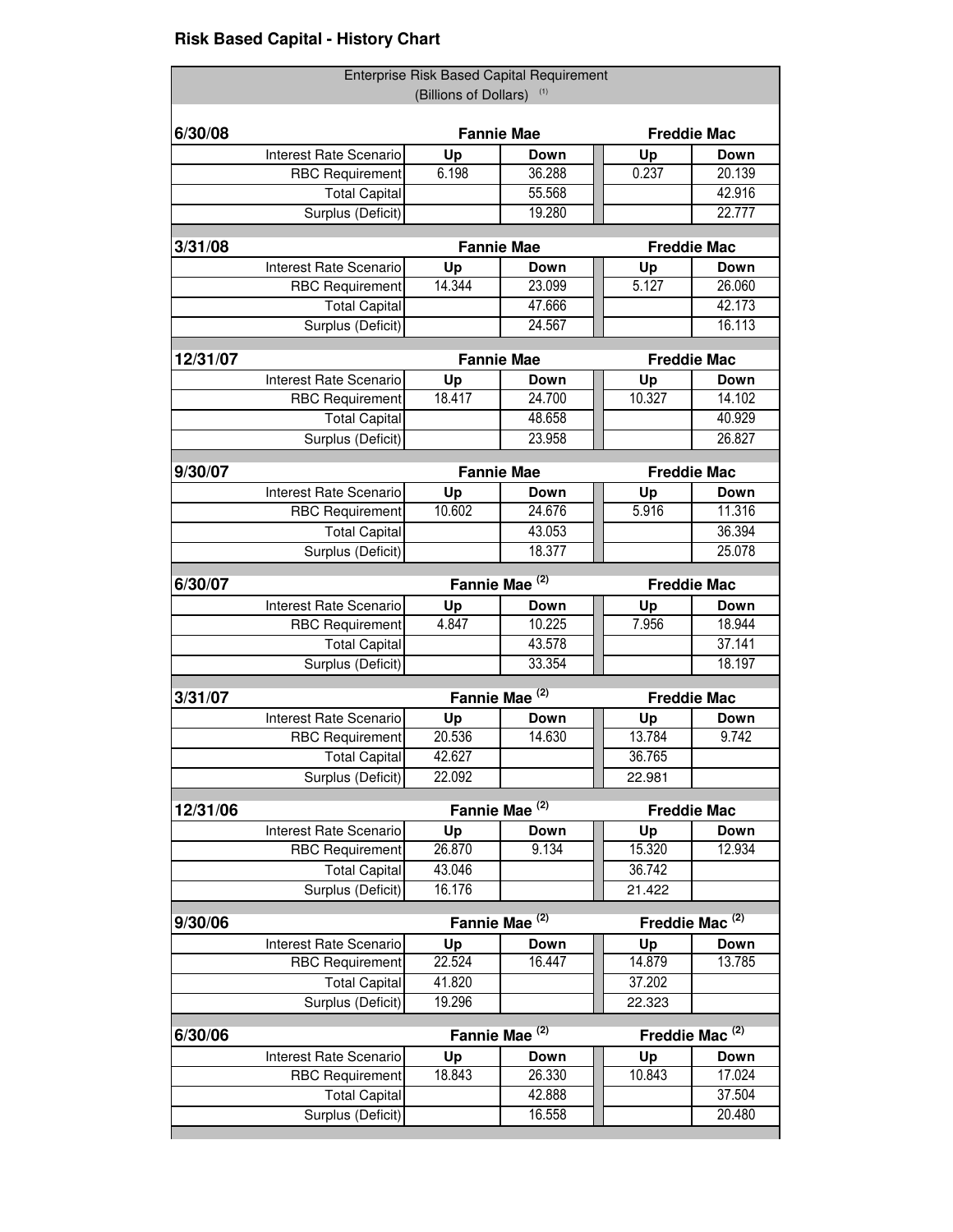## Risk Based Capital - History Chart

| Enterprise Risk Based Capital Requirement (Billions of Dollars) [1] | | | | |
|---|---|---|---|---|
| **6/30/08** | **Fannie Mae** | | **Freddie Mac** | |
| Interest Rate Scenario | **Up** | **Down** | **Up** | **Down** |
| RBC Requirement | 6.198 | 36.288 | 0.237 | 20.139 |
| Total Capital | | 55.568 | | 42.916 |
| Surplus (Deficit) | | 19.280 | | 22.777 |
| **3/31/08** | **Fannie Mae** | | **Freddie Mac** | |
| Interest Rate Scenario | **Up** | **Down** | **Up** | **Down** |
| RBC Requirement | 14.344 | 23.099 | 5.127 | 26.060 |
| Total Capital | | 47.666 | | 42.173 |
| Surplus (Deficit) | | 24.567 | | 16.113 |
| **12/31/07** | **Fannie Mae** | | **Freddie Mac** | |
| Interest Rate Scenario | **Up** | **Down** | **Up** | **Down** |
| RBC Requirement | 18.417 | 24.700 | 10.327 | 14.102 |
| Total Capital | | 48.658 | | 40.929 |
| Surplus (Deficit) | | 23.958 | | 26.827 |
| **9/30/07** | **Fannie Mae** | | **Freddie Mac** | |
| Interest Rate Scenario | **Up** | **Down** | **Up** | **Down** |
| RBC Requirement | 10.602 | 24.676 | 5.916 | 11.316 |
| Total Capital | | 43.053 | | 36.394 |
| Surplus (Deficit) | | 18.377 | | 25.078 |
| **6/30/07** | **Fannie Mae [2]** | | **Freddie Mac** | |
| Interest Rate Scenario | **Up** | **Down** | **Up** | **Down** |
| RBC Requirement | 4.847 | 10.225 | 7.956 | 18.944 |
| Total Capital | | 43.578 | | 37.141 |
| Surplus (Deficit) | | 33.354 | | 18.197 |
| **3/31/07** | **Fannie Mae [2]** | | **Freddie Mac** | |
| Interest Rate Scenario | **Up** | **Down** | **Up** | **Down** |
| RBC Requirement | 20.536 | 14.630 | 13.784 | 9.742 |
| Total Capital | 42.627 | | 36.765 | |
| Surplus (Deficit) | 22.092 | | 22.981 | |
| **12/31/06** | **Fannie Mae [2]** | | **Freddie Mac** | |
| Interest Rate Scenario | **Up** | **Down** | **Up** | **Down** |
| RBC Requirement | 26.870 | 9.134 | 15.320 | 12.934 |
| Total Capital | 43.046 | | 36.742 | |
| Surplus (Deficit) | 16.176 | | 21.422 | |
| **9/30/06** | **Fannie Mae [2]** | | **Freddie Mac [2]** | |
| Interest Rate Scenario | **Up** | **Down** | **Up** | **Down** |
| RBC Requirement | 22.524 | 16.447 | 14.879 | 13.785 |
| Total Capital | 41.820 | | 37.202 | |
| Surplus (Deficit) | 19.296 | | 22.323 | |
| **6/30/06** | **Fannie Mae [2]** | | **Freddie Mac [2]** | |
| Interest Rate Scenario | **Up** | **Down** | **Up** | **Down** |
| RBC Requirement | 18.843 | 26.330 | 10.843 | 17.024 |
| Total Capital | | 42.888 | | 37.504 |
| Surplus (Deficit) | | 16.558 | | 20.480 |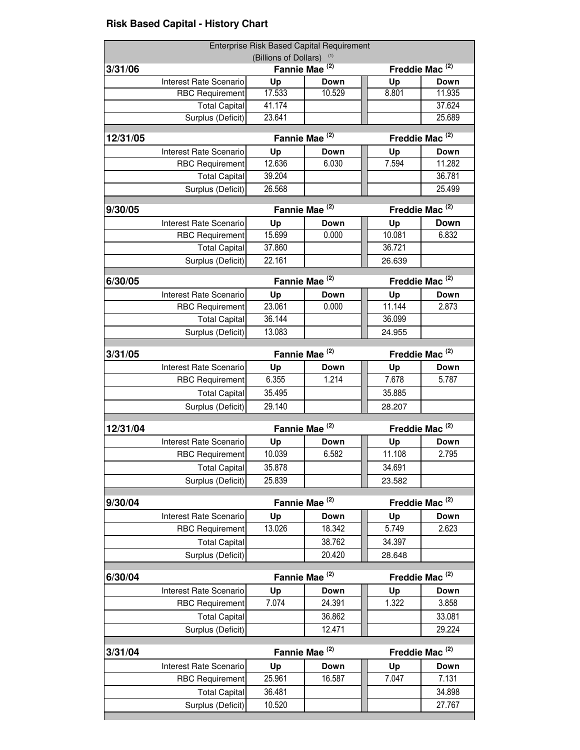## Risk Based Capital - History Chart

| Enterprise Risk Based Capital Requirement (Billions of Dollars) [1] | | | | |
|---|---|---|---|---|
| **3/31/06** | **Fannie Mae [2]** | | **Freddie Mac [2]** | |
| Interest Rate Scenario | **Up** | **Down** | **Up** | **Down** |
| RBC Requirement | 17.533 | 10.529 | 8.801 | 11.935 |
| Total Capital | 41.174 | | | 37.624 |
| Surplus (Deficit) | 23.641 | | | 25.689 |
| **12/31/05** | **Fannie Mae [2]** | | **Freddie Mac [2]** | |
| Interest Rate Scenario | **Up** | **Down** | **Up** | **Down** |
| RBC Requirement | 12.636 | 6.030 | 7.594 | 11.282 |
| Total Capital | 39.204 | | | 36.781 |
| Surplus (Deficit) | 26.568 | | | 25.499 |
| **9/30/05** | **Fannie Mae [2]** | | **Freddie Mac [2]** | |
| Interest Rate Scenario | **Up** | **Down** | **Up** | **Down** |
| RBC Requirement | 15.699 | 0.000 | 10.081 | 6.832 |
| Total Capital | 37.860 | | 36.721 | |
| Surplus (Deficit) | 22.161 | | 26.639 | |
| **6/30/05** | **Fannie Mae [2]** | | **Freddie Mac [2]** | |
| Interest Rate Scenario | **Up** | **Down** | **Up** | **Down** |
| RBC Requirement | 23.061 | 0.000 | 11.144 | 2.873 |
| Total Capital | 36.144 | | 36.099 | |
| Surplus (Deficit) | 13.083 | | 24.955 | |
| **3/31/05** | **Fannie Mae [2]** | | **Freddie Mac [2]** | |
| Interest Rate Scenario | **Up** | **Down** | **Up** | **Down** |
| RBC Requirement | 6.355 | 1.214 | 7.678 | 5.787 |
| Total Capital | 35.495 | | 35.885 | |
| Surplus (Deficit) | 29.140 | | 28.207 | |
| **12/31/04** | **Fannie Mae [2]** | | **Freddie Mac [2]** | |
| Interest Rate Scenario | **Up** | **Down** | **Up** | **Down** |
| RBC Requirement | 10.039 | 6.582 | 11.108 | 2.795 |
| Total Capital | 35.878 | | 34.691 | |
| Surplus (Deficit) | 25.839 | | 23.582 | |
| **9/30/04** | **Fannie Mae [2]** | | **Freddie Mac [2]** | |
| Interest Rate Scenario | **Up** | **Down** | **Up** | **Down** |
| RBC Requirement | 13.026 | 18.342 | 5.749 | 2.623 |
| Total Capital | | 38.762 | 34.397 | |
| Surplus (Deficit) | | 20.420 | 28.648 | |
| **6/30/04** | **Fannie Mae [2]** | | **Freddie Mac [2]** | |
| Interest Rate Scenario | **Up** | **Down** | **Up** | **Down** |
| RBC Requirement | 7.074 | 24.391 | 1.322 | 3.858 |
| Total Capital | | 36.862 | | 33.081 |
| Surplus (Deficit) | | 12.471 | | 29.224 |
| **3/31/04** | **Fannie Mae [2]** | | **Freddie Mac [2]** | |
| Interest Rate Scenario | **Up** | **Down** | **Up** | **Down** |
| RBC Requirement | 25.961 | 16.587 | 7.047 | 7.131 |
| Total Capital | 36.481 | | | 34.898 |
| Surplus (Deficit) | 10.520 | | | 27.767 |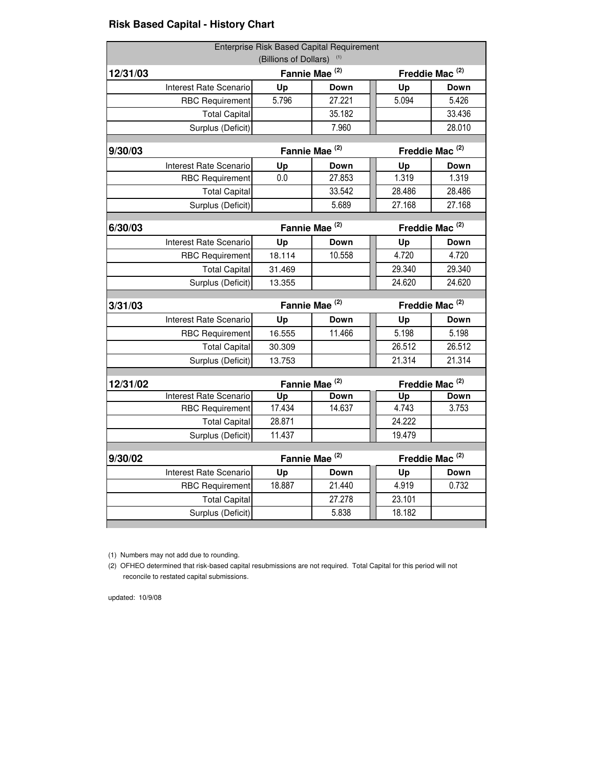## Risk Based Capital - History Chart

| Enterprise Risk Based Capital Requirement (Billions of Dollars) [1] | | | | |
|---|---|---|---|---|
| **12/31/03** | **Fannie Mae [2]** | | **Freddie Mac [2]** | |
| Interest Rate Scenario | **Up** | **Down** | **Up** | **Down** |
| RBC Requirement | 5.796 | 27.221 | 5.094 | 5.426 |
| Total Capital | | 35.182 | | 33.436 |
| Surplus (Deficit) | | 7.960 | | 28.010 |
| **9/30/03** | **Fannie Mae [2]** | | **Freddie Mac [2]** | |
| Interest Rate Scenario | **Up** | **Down** | **Up** | **Down** |
| RBC Requirement | 0.0 | 27.853 | 1.319 | 1.319 |
| Total Capital | | 33.542 | 28.486 | 28.486 |
| Surplus (Deficit) | | 5.689 | 27.168 | 27.168 |
| **6/30/03** | **Fannie Mae [2]** | | **Freddie Mac [2]** | |
| Interest Rate Scenario | **Up** | **Down** | **Up** | **Down** |
| RBC Requirement | 18.114 | 10.558 | 4.720 | 4.720 |
| Total Capital | 31.469 | | 29.340 | 29.340 |
| Surplus (Deficit) | 13.355 | | 24.620 | 24.620 |
| **3/31/03** | **Fannie Mae [2]** | | **Freddie Mac [2]** | |
| Interest Rate Scenario | **Up** | **Down** | **Up** | **Down** |
| RBC Requirement | 16.555 | 11.466 | 5.198 | 5.198 |
| Total Capital | 30.309 | | 26.512 | 26.512 |
| Surplus (Deficit) | 13.753 | | 21.314 | 21.314 |
| **12/31/02** | **Fannie Mae [2]** | | **Freddie Mac [2]** | |
| Interest Rate Scenario | **Up** | **Down** | **Up** | **Down** |
| RBC Requirement | 17.434 | 14.637 | 4.743 | 3.753 |
| Total Capital | 28.871 | | 24.222 | |
| Surplus (Deficit) | 11.437 | | 19.479 | |
| **9/30/02** | **Fannie Mae [2]** | | **Freddie Mac [2]** | |
| Interest Rate Scenario | **Up** | **Down** | **Up** | **Down** |
| RBC Requirement | 18.887 | 21.440 | 4.919 | 0.732 |
| Total Capital | | 27.278 | 23.101 | |
| Surplus (Deficit) | | 5.838 | 18.182 | |

(1) Numbers may not add due to rounding.

(2) OFHEO determined that risk-based capital resubmissions are not required. Total Capital for this period will not reconcile to restated capital submissions.

updated: 10/9/08